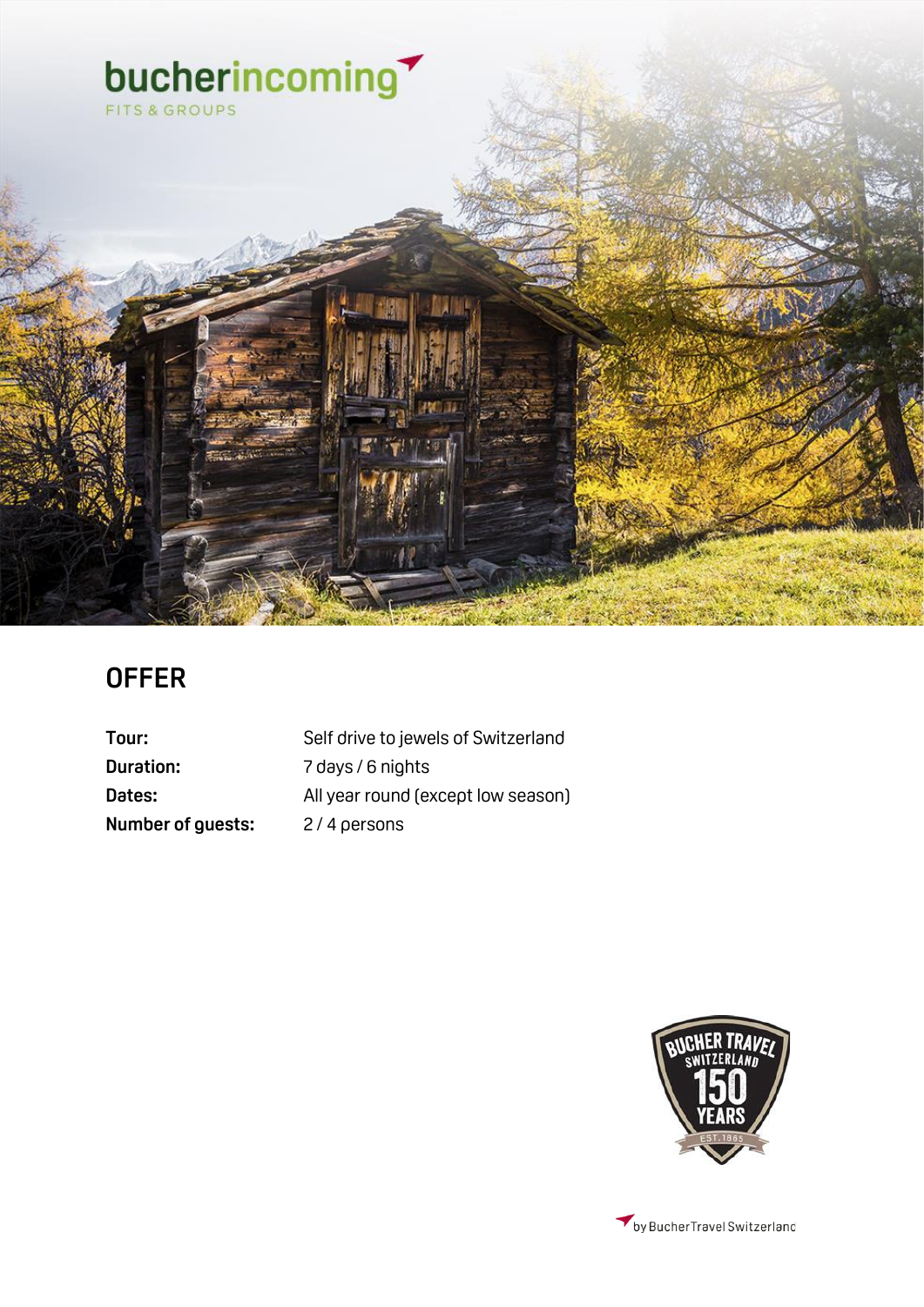bucherincoming

FITS & GROUPS

# OFFER

| | |
|---|---|
| **Tour:** | Self drive to jewels of Switzerland |
| **Duration:** | 7 days / 6 nights |
| **Dates:** | All year round (except low season) |
| **Number of guests:** | 2 / 4 persons |

BUCHER TRAVEL SWITZERLAND 150 YEARS EST. 1865

by Bucher Travel Switzerland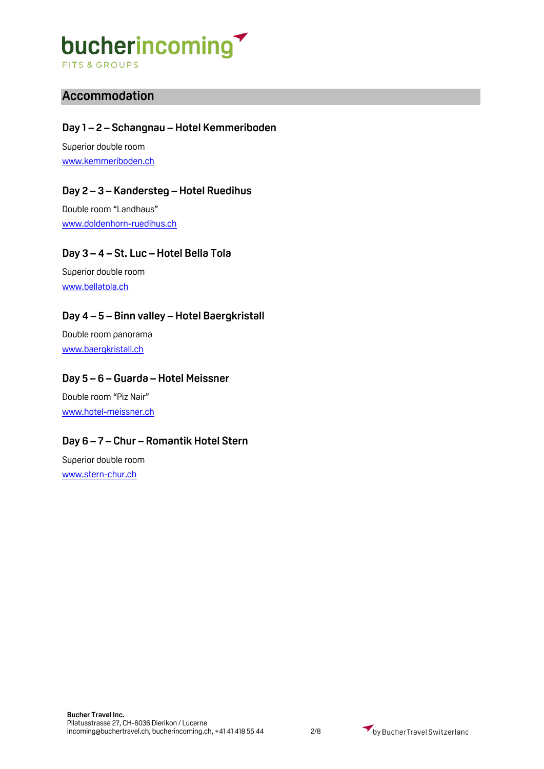## Accommodation

### Day 1 – 2 – Schangnau – Hotel Kemmeriboden

Superior double room
www.kemmeriboden.ch

### Day 2 – 3 – Kandersteg – Hotel Ruedihus

Double room "Landhaus"
www.doldenhorn-ruedihus.ch

### Day 3 – 4 – St. Luc – Hotel Bella Tola

Superior double room
www.bellatola.ch

### Day 4 – 5 – Binn valley – Hotel Baergkristall

Double room panorama
www.baergkristall.ch

### Day 5 – 6 – Guarda – Hotel Meissner

Double room "Piz Nair"
www.hotel-meissner.ch

### Day 6 – 7 – Chur – Romantik Hotel Stern

Superior double room
www.stern-chur.ch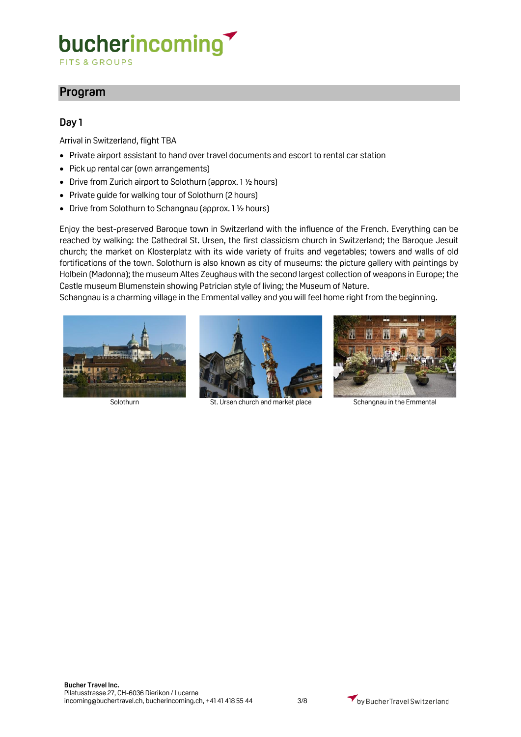## Program

### Day 1

Arrival in Switzerland, flight TBA

- Private airport assistant to hand over travel documents and escort to rental car station
- Pick up rental car (own arrangements)
- Drive from Zurich airport to Solothurn (approx. 1 ½ hours)
- Private guide for walking tour of Solothurn (2 hours)
- Drive from Solothurn to Schangnau (approx. 1 ½ hours)

Enjoy the best-preserved Baroque town in Switzerland with the influence of the French. Everything can be reached by walking: the Cathedral St. Ursen, the first classicism church in Switzerland; the Baroque Jesuit church; the market on Klosterplatz with its wide variety of fruits and vegetables; towers and walls of old fortifications of the town. Solothurn is also known as city of museums: the picture gallery with paintings by Holbein (Madonna); the museum Altes Zeughaus with the second largest collection of weapons in Europe; the Castle museum Blumenstein showing Patrician style of living; the Museum of Nature.
Schangnau is a charming village in the Emmental valley and you will feel home right from the beginning.

Solothurn

St. Ursen church and market place

Schangnau in the Emmental

**Bucher Travel Inc.**
Pilatusstrasse 27, CH-6036 Dierikon / Lucerne
incoming@buchertravel.ch, bucherincoming.ch, +41 41 418 55 44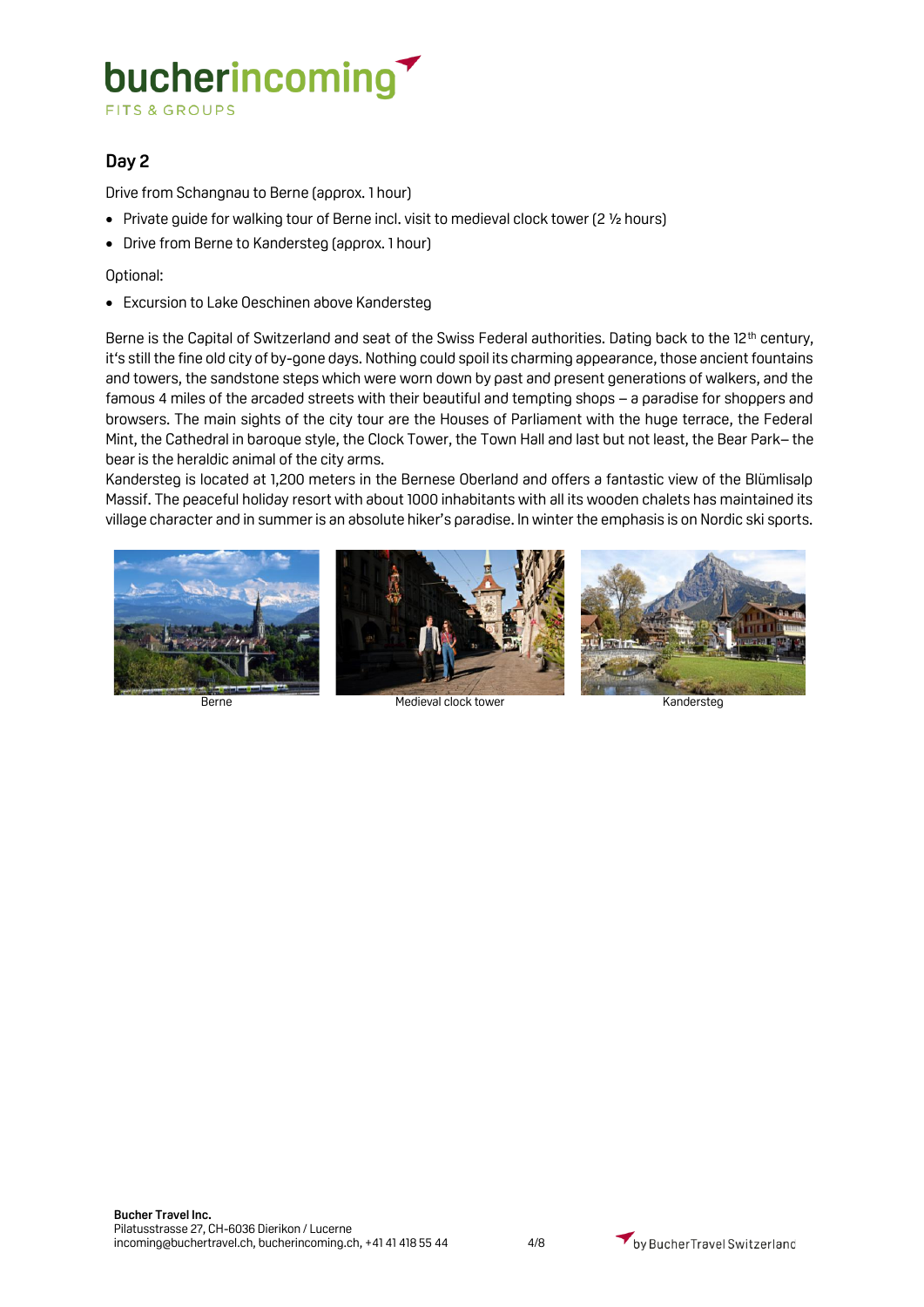## Day 2

Drive from Schangnau to Berne (approx. 1 hour)

- Private guide for walking tour of Berne incl. visit to medieval clock tower (2 ½ hours)
- Drive from Berne to Kandersteg (approx. 1 hour)

Optional:

- Excursion to Lake Oeschinen above Kandersteg

Berne is the Capital of Switzerland and seat of the Swiss Federal authorities. Dating back to the 12th century, it's still the fine old city of by-gone days. Nothing could spoil its charming appearance, those ancient fountains and towers, the sandstone steps which were worn down by past and present generations of walkers, and the famous 4 miles of the arcaded streets with their beautiful and tempting shops – a paradise for shoppers and browsers. The main sights of the city tour are the Houses of Parliament with the huge terrace, the Federal Mint, the Cathedral in baroque style, the Clock Tower, the Town Hall and last but not least, the Bear Park– the bear is the heraldic animal of the city arms.
Kandersteg is located at 1,200 meters in the Bernese Oberland and offers a fantastic view of the Blümlisalp Massif. The peaceful holiday resort with about 1000 inhabitants with all its wooden chalets has maintained its village character and in summer is an absolute hiker's paradise. In winter the emphasis is on Nordic ski sports.

Berne

Medieval clock tower

Kandersteg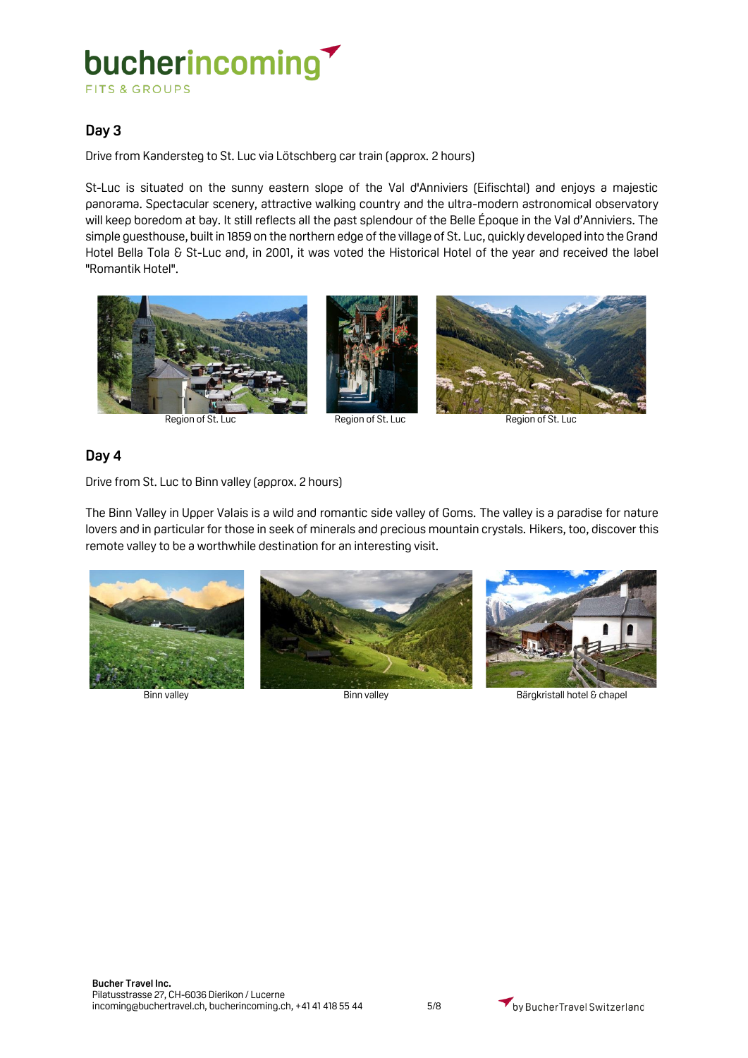## Day 3

Drive from Kandersteg to St. Luc via Lötschberg car train (approx. 2 hours)

St-Luc is situated on the sunny eastern slope of the Val d'Anniviers (Eifischtal) and enjoys a majestic panorama. Spectacular scenery, attractive walking country and the ultra-modern astronomical observatory will keep boredom at bay. It still reflects all the past splendour of the Belle Époque in the Val d'Anniviers. The simple guesthouse, built in 1859 on the northern edge of the village of St. Luc, quickly developed into the Grand Hotel Bella Tola & St-Luc and, in 2001, it was voted the Historical Hotel of the year and received the label "Romantik Hotel".

Region of St. Luc

Region of St. Luc

Region of St. Luc

## Day 4

Drive from St. Luc to Binn valley (approx. 2 hours)

The Binn Valley in Upper Valais is a wild and romantic side valley of Goms. The valley is a paradise for nature lovers and in particular for those in seek of minerals and precious mountain crystals. Hikers, too, discover this remote valley to be a worthwhile destination for an interesting visit.

Binn valley

Binn valley

Bärgkristall hotel & chapel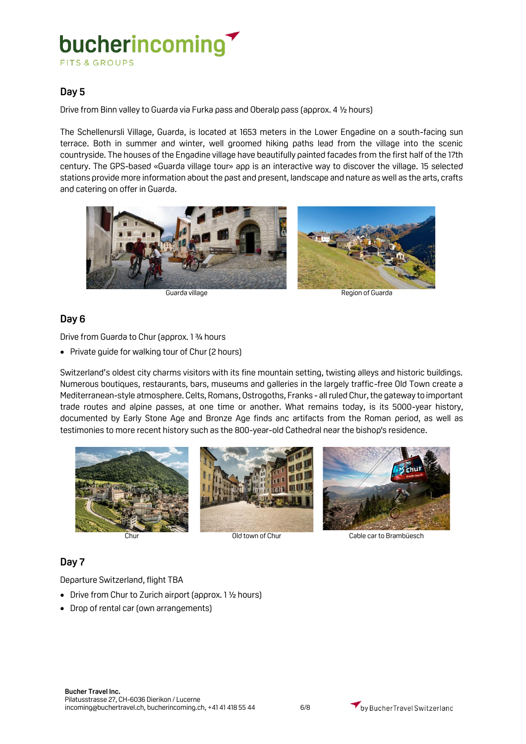## Day 5

Drive from Binn valley to Guarda via Furka pass and Oberalp pass (approx. 4 ½ hours)

The Schellenursli Village, Guarda, is located at 1653 meters in the Lower Engadine on a south-facing sun terrace. Both in summer and winter, well groomed hiking paths lead from the village into the scenic countryside. The houses of the Engadine village have beautifully painted facades from the first half of the 17th century. The GPS-based «Guarda village tour» app is an interactive way to discover the village. 15 selected stations provide more information about the past and present, landscape and nature as well as the arts, crafts and catering on offer in Guarda.

Guarda village

Region of Guarda

## Day 6

Drive from Guarda to Chur (approx. 1 ¾ hours

- Private guide for walking tour of Chur (2 hours)

Switzerland's oldest city charms visitors with its fine mountain setting, twisting alleys and historic buildings. Numerous boutiques, restaurants, bars, museums and galleries in the largely traffic-free Old Town create a Mediterranean-style atmosphere. Celts, Romans, Ostrogoths, Franks - all ruled Chur, the gateway to important trade routes and alpine passes, at one time or another. What remains today, is its 5000-year history, documented by Early Stone Age and Bronze Age finds anc artifacts from the Roman period, as well as testimonies to more recent history such as the 800-year-old Cathedral near the bishop's residence.

Chur

Old town of Chur

Cable car to Brambüesch

## Day 7

Departure Switzerland, flight TBA

- Drive from Chur to Zurich airport (approx. 1 ½ hours)
- Drop of rental car (own arrangements)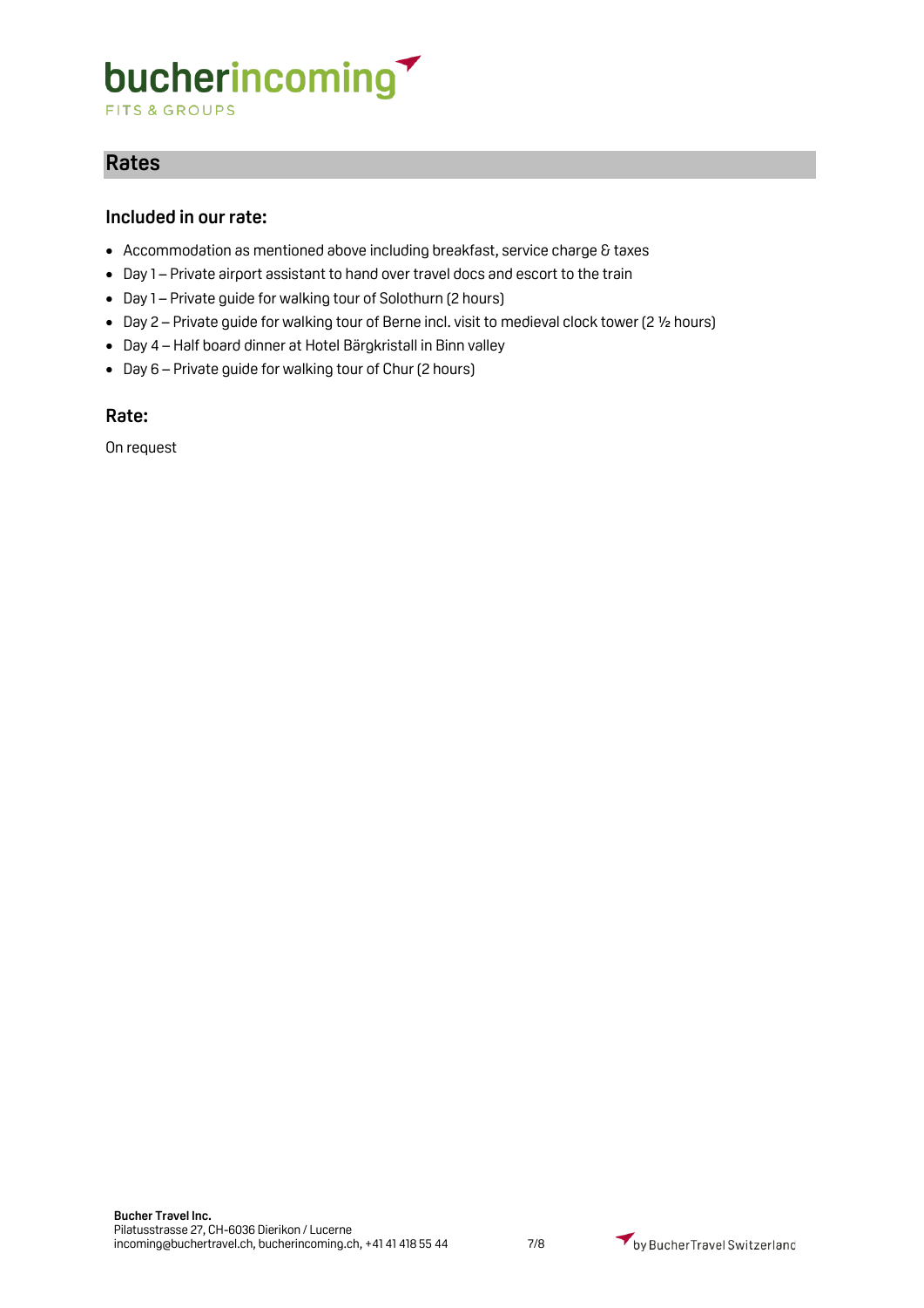## Rates

### Included in our rate:

- Accommodation as mentioned above including breakfast, service charge & taxes
- Day 1 – Private airport assistant to hand over travel docs and escort to the train
- Day 1 – Private guide for walking tour of Solothurn (2 hours)
- Day 2 – Private guide for walking tour of Berne incl. visit to medieval clock tower (2 ½ hours)
- Day 4 – Half board dinner at Hotel Bärgkristall in Binn valley
- Day 6 – Private guide for walking tour of Chur (2 hours)

### Rate:

On request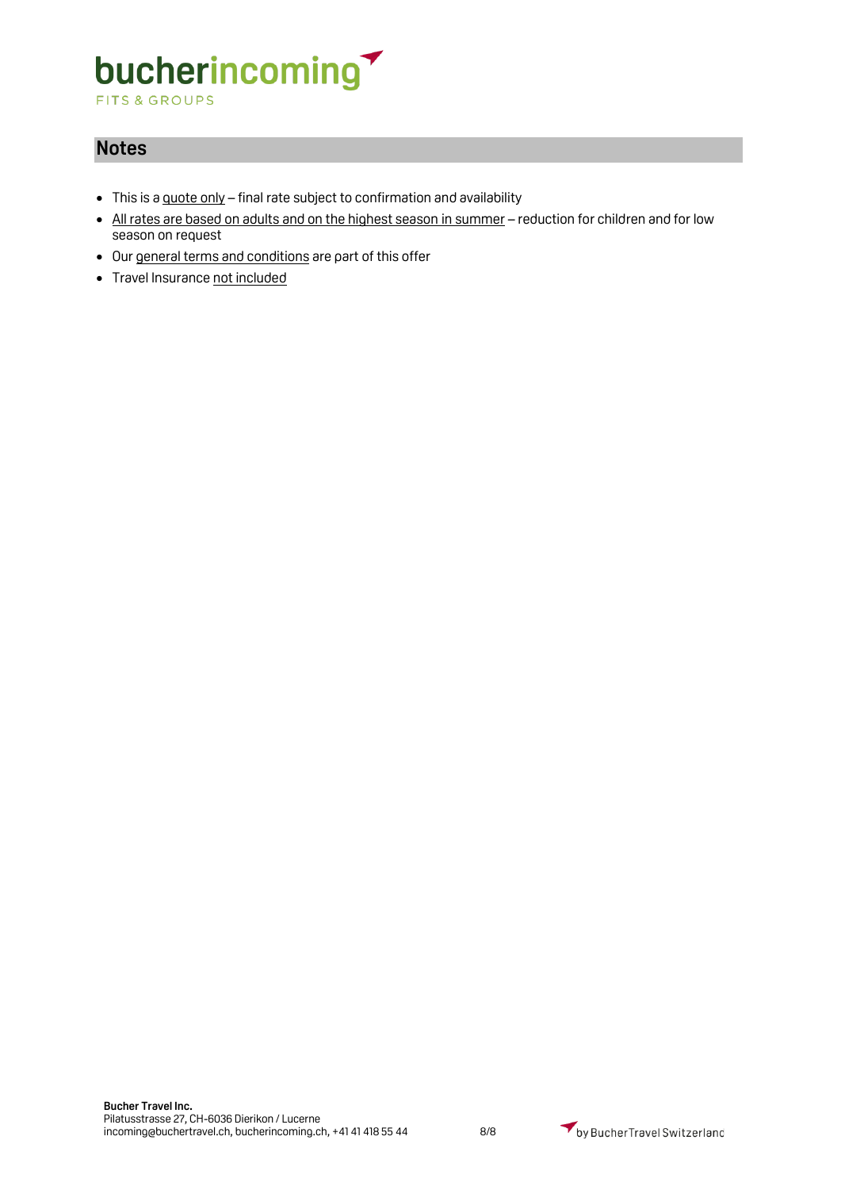## Notes

- This is a quote only – final rate subject to confirmation and availability
- All rates are based on adults and on the highest season in summer – reduction for children and for low season on request
- Our general terms and conditions are part of this offer
- Travel Insurance not included